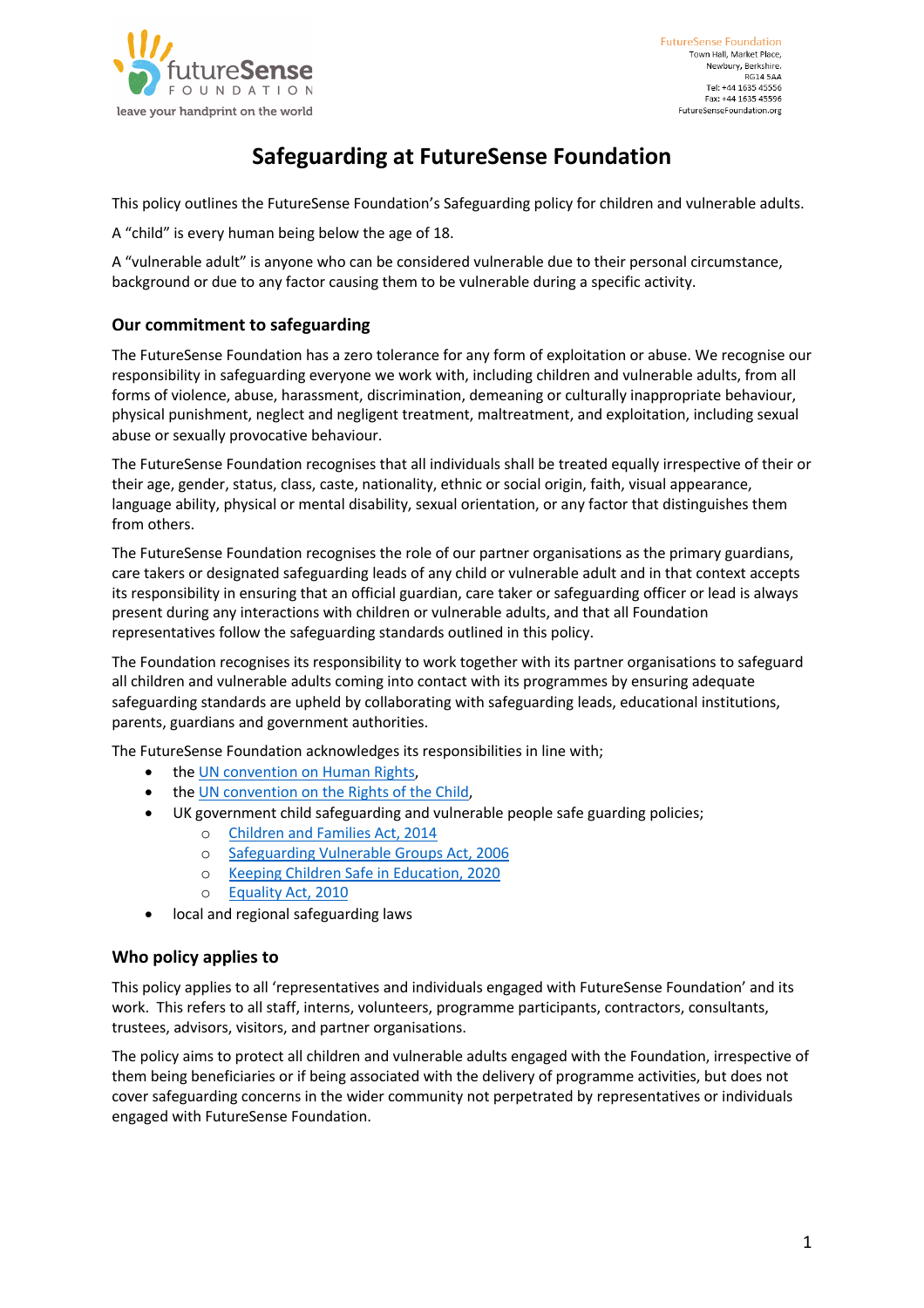FutureSense Foundation
Town Hall, Market Place,
Newbury, Berkshire.
RG14 5AA
Tel: +44 1635 45556
Fax: +44 1635 45596
FutureSenseFoundation.org

# Safeguarding at FutureSense Foundation

This policy outlines the FutureSense Foundation's Safeguarding policy for children and vulnerable adults.

A "child" is every human being below the age of 18.

A "vulnerable adult" is anyone who can be considered vulnerable due to their personal circumstance, background or due to any factor causing them to be vulnerable during a specific activity.

## Our commitment to safeguarding

The FutureSense Foundation has a zero tolerance for any form of exploitation or abuse. We recognise our responsibility in safeguarding everyone we work with, including children and vulnerable adults, from all forms of violence, abuse, harassment, discrimination, demeaning or culturally inappropriate behaviour, physical punishment, neglect and negligent treatment, maltreatment, and exploitation, including sexual abuse or sexually provocative behaviour.

The FutureSense Foundation recognises that all individuals shall be treated equally irrespective of their or their age, gender, status, class, caste, nationality, ethnic or social origin, faith, visual appearance, language ability, physical or mental disability, sexual orientation, or any factor that distinguishes them from others.

The FutureSense Foundation recognises the role of our partner organisations as the primary guardians, care takers or designated safeguarding leads of any child or vulnerable adult and in that context accepts its responsibility in ensuring that an official guardian, care taker or safeguarding officer or lead is always present during any interactions with children or vulnerable adults, and that all Foundation representatives follow the safeguarding standards outlined in this policy.

The Foundation recognises its responsibility to work together with its partner organisations to safeguard all children and vulnerable adults coming into contact with its programmes by ensuring adequate safeguarding standards are upheld by collaborating with safeguarding leads, educational institutions, parents, guardians and government authorities.

The FutureSense Foundation acknowledges its responsibilities in line with;

- the UN convention on Human Rights,
- the UN convention on the Rights of the Child,
- UK government child safeguarding and vulnerable people safe guarding policies;
  - Children and Families Act, 2014
  - Safeguarding Vulnerable Groups Act, 2006
  - Keeping Children Safe in Education, 2020
  - Equality Act, 2010
- local and regional safeguarding laws

## Who policy applies to

This policy applies to all 'representatives and individuals engaged with FutureSense Foundation' and its work. This refers to all staff, interns, volunteers, programme participants, contractors, consultants, trustees, advisors, visitors, and partner organisations.

The policy aims to protect all children and vulnerable adults engaged with the Foundation, irrespective of them being beneficiaries or if being associated with the delivery of programme activities, but does not cover safeguarding concerns in the wider community not perpetrated by representatives or individuals engaged with FutureSense Foundation.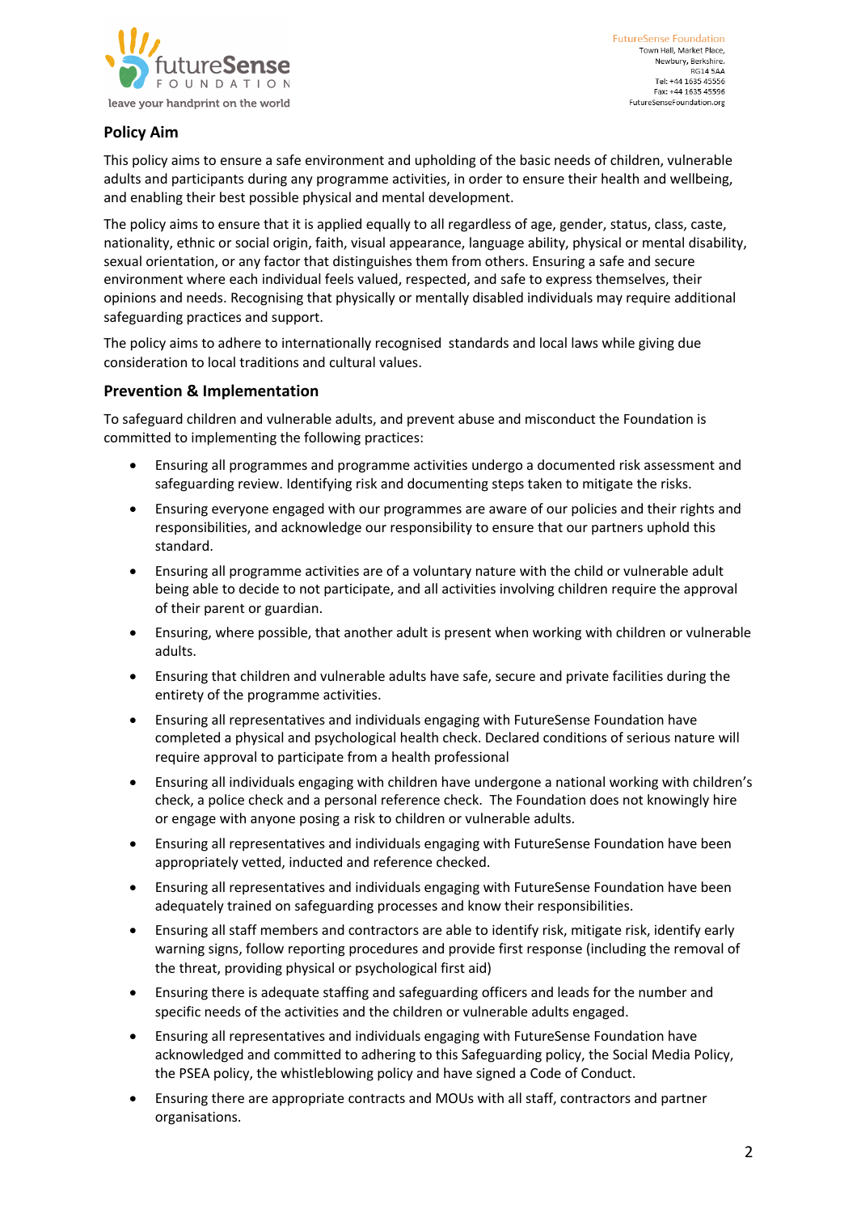## Policy Aim

This policy aims to ensure a safe environment and upholding of the basic needs of children, vulnerable adults and participants during any programme activities, in order to ensure their health and wellbeing, and enabling their best possible physical and mental development.

The policy aims to ensure that it is applied equally to all regardless of age, gender, status, class, caste, nationality, ethnic or social origin, faith, visual appearance, language ability, physical or mental disability, sexual orientation, or any factor that distinguishes them from others. Ensuring a safe and secure environment where each individual feels valued, respected, and safe to express themselves, their opinions and needs. Recognising that physically or mentally disabled individuals may require additional safeguarding practices and support.

The policy aims to adhere to internationally recognised standards and local laws while giving due consideration to local traditions and cultural values.

## Prevention & Implementation

To safeguard children and vulnerable adults, and prevent abuse and misconduct the Foundation is committed to implementing the following practices:

- Ensuring all programmes and programme activities undergo a documented risk assessment and safeguarding review. Identifying risk and documenting steps taken to mitigate the risks.
- Ensuring everyone engaged with our programmes are aware of our policies and their rights and responsibilities, and acknowledge our responsibility to ensure that our partners uphold this standard.
- Ensuring all programme activities are of a voluntary nature with the child or vulnerable adult being able to decide to not participate, and all activities involving children require the approval of their parent or guardian.
- Ensuring, where possible, that another adult is present when working with children or vulnerable adults.
- Ensuring that children and vulnerable adults have safe, secure and private facilities during the entirety of the programme activities.
- Ensuring all representatives and individuals engaging with FutureSense Foundation have completed a physical and psychological health check. Declared conditions of serious nature will require approval to participate from a health professional
- Ensuring all individuals engaging with children have undergone a national working with children's check, a police check and a personal reference check. The Foundation does not knowingly hire or engage with anyone posing a risk to children or vulnerable adults.
- Ensuring all representatives and individuals engaging with FutureSense Foundation have been appropriately vetted, inducted and reference checked.
- Ensuring all representatives and individuals engaging with FutureSense Foundation have been adequately trained on safeguarding processes and know their responsibilities.
- Ensuring all staff members and contractors are able to identify risk, mitigate risk, identify early warning signs, follow reporting procedures and provide first response (including the removal of the threat, providing physical or psychological first aid)
- Ensuring there is adequate staffing and safeguarding officers and leads for the number and specific needs of the activities and the children or vulnerable adults engaged.
- Ensuring all representatives and individuals engaging with FutureSense Foundation have acknowledged and committed to adhering to this Safeguarding policy, the Social Media Policy, the PSEA policy, the whistleblowing policy and have signed a Code of Conduct.
- Ensuring there are appropriate contracts and MOUs with all staff, contractors and partner organisations.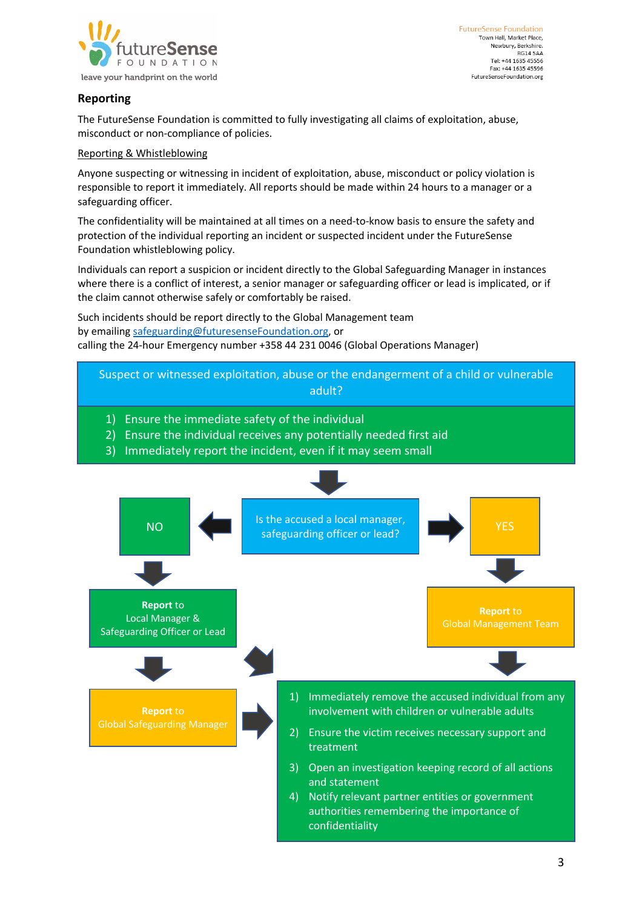**Reporting**

The FutureSense Foundation is committed to fully investigating all claims of exploitation, abuse, misconduct or non-compliance of policies.

Reporting & Whistleblowing

Anyone suspecting or witnessing in incident of exploitation, abuse, misconduct or policy violation is responsible to report it immediately. All reports should be made within 24 hours to a manager or a safeguarding officer.

The confidentiality will be maintained at all times on a need-to-know basis to ensure the safety and protection of the individual reporting an incident or suspected incident under the FutureSense Foundation whistleblowing policy.

Individuals can report a suspicion or incident directly to the Global Safeguarding Manager in instances where there is a conflict of interest, a senior manager or safeguarding officer or lead is implicated, or if the claim cannot otherwise safely or comfortably be raised.

Such incidents should be report directly to the Global Management team
by emailing safeguarding@futuresenseFoundation.org, or
calling the 24-hour Emergency number +358 44 231 0046 (Global Operations Manager)

Suspect or witnessed exploitation, abuse or the endangerment of a child or vulnerable adult?

1) Ensure the immediate safety of the individual
2) Ensure the individual receives any potentially needed first aid
3) Immediately report the incident, even if it may seem small

Is the accused a local manager, safeguarding officer or lead?

NO

**Report** to
Local Manager &
Safeguarding Officer or Lead

**Report** to
Global Safeguarding Manager

YES

**Report** to
Global Management Team

1) Immediately remove the accused individual from any involvement with children or vulnerable adults
2) Ensure the victim receives necessary support and treatment
3) Open an investigation keeping record of all actions and statement
4) Notify relevant partner entities or government authorities remembering the importance of confidentiality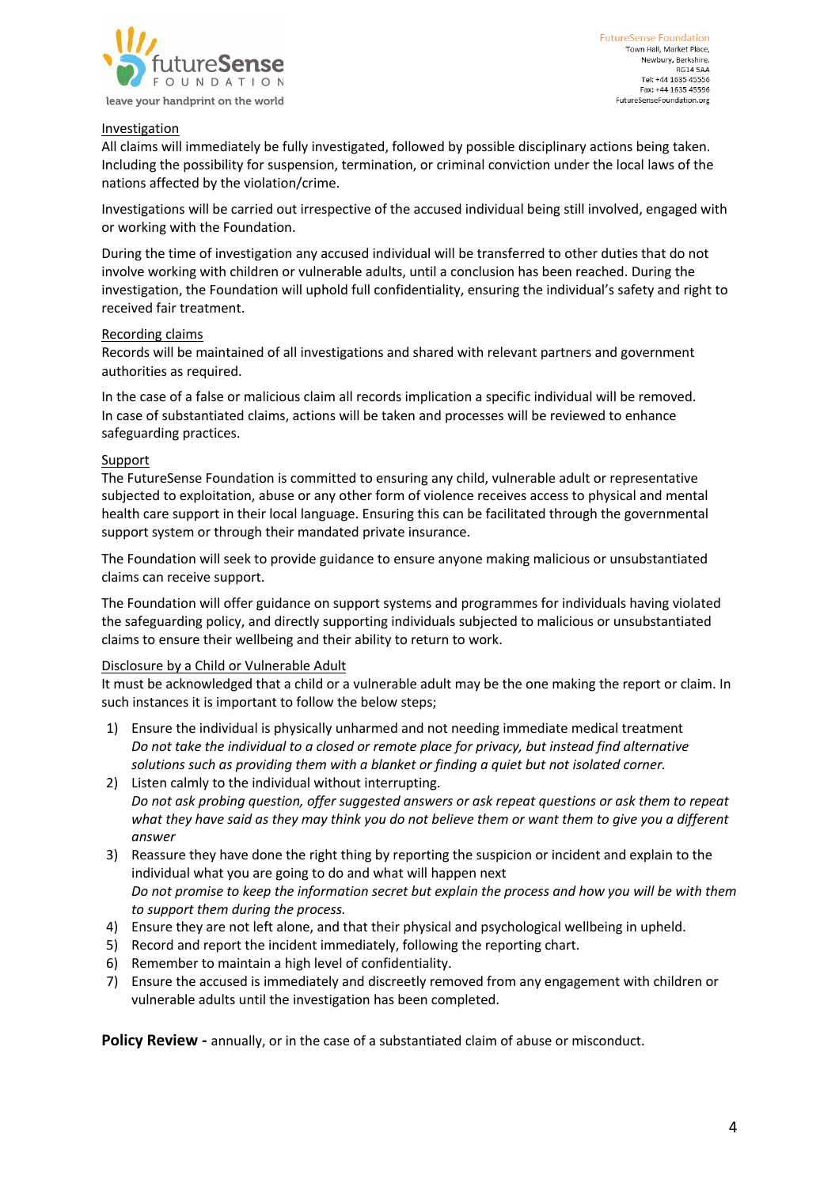Investigation

All claims will immediately be fully investigated, followed by possible disciplinary actions being taken. Including the possibility for suspension, termination, or criminal conviction under the local laws of the nations affected by the violation/crime.

Investigations will be carried out irrespective of the accused individual being still involved, engaged with or working with the Foundation.

During the time of investigation any accused individual will be transferred to other duties that do not involve working with children or vulnerable adults, until a conclusion has been reached. During the investigation, the Foundation will uphold full confidentiality, ensuring the individual's safety and right to received fair treatment.

Recording claims

Records will be maintained of all investigations and shared with relevant partners and government authorities as required.

In the case of a false or malicious claim all records implication a specific individual will be removed. In case of substantiated claims, actions will be taken and processes will be reviewed to enhance safeguarding practices.

Support

The FutureSense Foundation is committed to ensuring any child, vulnerable adult or representative subjected to exploitation, abuse or any other form of violence receives access to physical and mental health care support in their local language. Ensuring this can be facilitated through the governmental support system or through their mandated private insurance.

The Foundation will seek to provide guidance to ensure anyone making malicious or unsubstantiated claims can receive support.

The Foundation will offer guidance on support systems and programmes for individuals having violated the safeguarding policy, and directly supporting individuals subjected to malicious or unsubstantiated claims to ensure their wellbeing and their ability to return to work.

Disclosure by a Child or Vulnerable Adult

It must be acknowledged that a child or a vulnerable adult may be the one making the report or claim. In such instances it is important to follow the below steps;

1) Ensure the individual is physically unharmed and not needing immediate medical treatment
   *Do not take the individual to a closed or remote place for privacy, but instead find alternative solutions such as providing them with a blanket or finding a quiet but not isolated corner.*
2) Listen calmly to the individual without interrupting.
   *Do not ask probing question, offer suggested answers or ask repeat questions or ask them to repeat what they have said as they may think you do not believe them or want them to give you a different answer*
3) Reassure they have done the right thing by reporting the suspicion or incident and explain to the individual what you are going to do and what will happen next
   *Do not promise to keep the information secret but explain the process and how you will be with them to support them during the process.*
4) Ensure they are not left alone, and that their physical and psychological wellbeing in upheld.
5) Record and report the incident immediately, following the reporting chart.
6) Remember to maintain a high level of confidentiality.
7) Ensure the accused is immediately and discreetly removed from any engagement with children or vulnerable adults until the investigation has been completed.

**Policy Review -** annually, or in the case of a substantiated claim of abuse or misconduct.